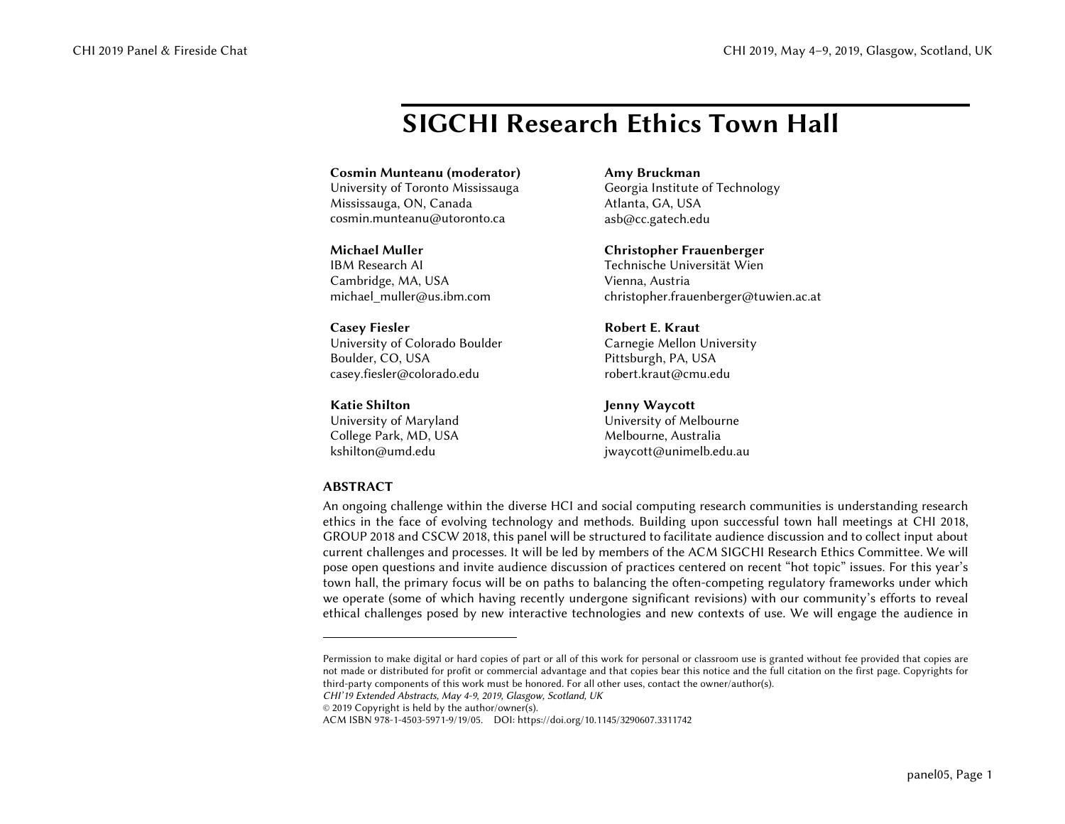# SIGCHI Research Ethics Town Hall

**Cosmin Munteanu (moderator)**
University of Toronto Mississauga
Mississauga, ON, Canada
cosmin.munteanu@utoronto.ca

**Amy Bruckman**
Georgia Institute of Technology
Atlanta, GA, USA
asb@cc.gatech.edu

**Michael Muller**
IBM Research AI
Cambridge, MA, USA
michael_muller@us.ibm.com

**Christopher Frauenberger**
Technische Universität Wien
Vienna, Austria
christopher.frauenberger@tuwien.ac.at

**Casey Fiesler**
University of Colorado Boulder
Boulder, CO, USA
casey.fiesler@colorado.edu

**Robert E. Kraut**
Carnegie Mellon University
Pittsburgh, PA, USA
robert.kraut@cmu.edu

**Katie Shilton**
University of Maryland
College Park, MD, USA
kshilton@umd.edu

**Jenny Waycott**
University of Melbourne
Melbourne, Australia
jwaycott@unimelb.edu.au

## ABSTRACT

An ongoing challenge within the diverse HCI and social computing research communities is understanding research ethics in the face of evolving technology and methods. Building upon successful town hall meetings at CHI 2018, GROUP 2018 and CSCW 2018, this panel will be structured to facilitate audience discussion and to collect input about current challenges and processes. It will be led by members of the ACM SIGCHI Research Ethics Committee. We will pose open questions and invite audience discussion of practices centered on recent "hot topic" issues. For this year's town hall, the primary focus will be on paths to balancing the often-competing regulatory frameworks under which we operate (some of which having recently undergone significant revisions) with our community's efforts to reveal ethical challenges posed by new interactive technologies and new contexts of use. We will engage the audience in

---

Permission to make digital or hard copies of part or all of this work for personal or classroom use is granted without fee provided that copies are not made or distributed for profit or commercial advantage and that copies bear this notice and the full citation on the first page. Copyrights for third-party components of this work must be honored. For all other uses, contact the owner/author(s).
*CHI'19 Extended Abstracts, May 4-9, 2019, Glasgow, Scotland, UK*
© 2019 Copyright is held by the author/owner(s).
ACM ISBN 978-1-4503-5971-9/19/05. DOI: https://doi.org/10.1145/3290607.3311742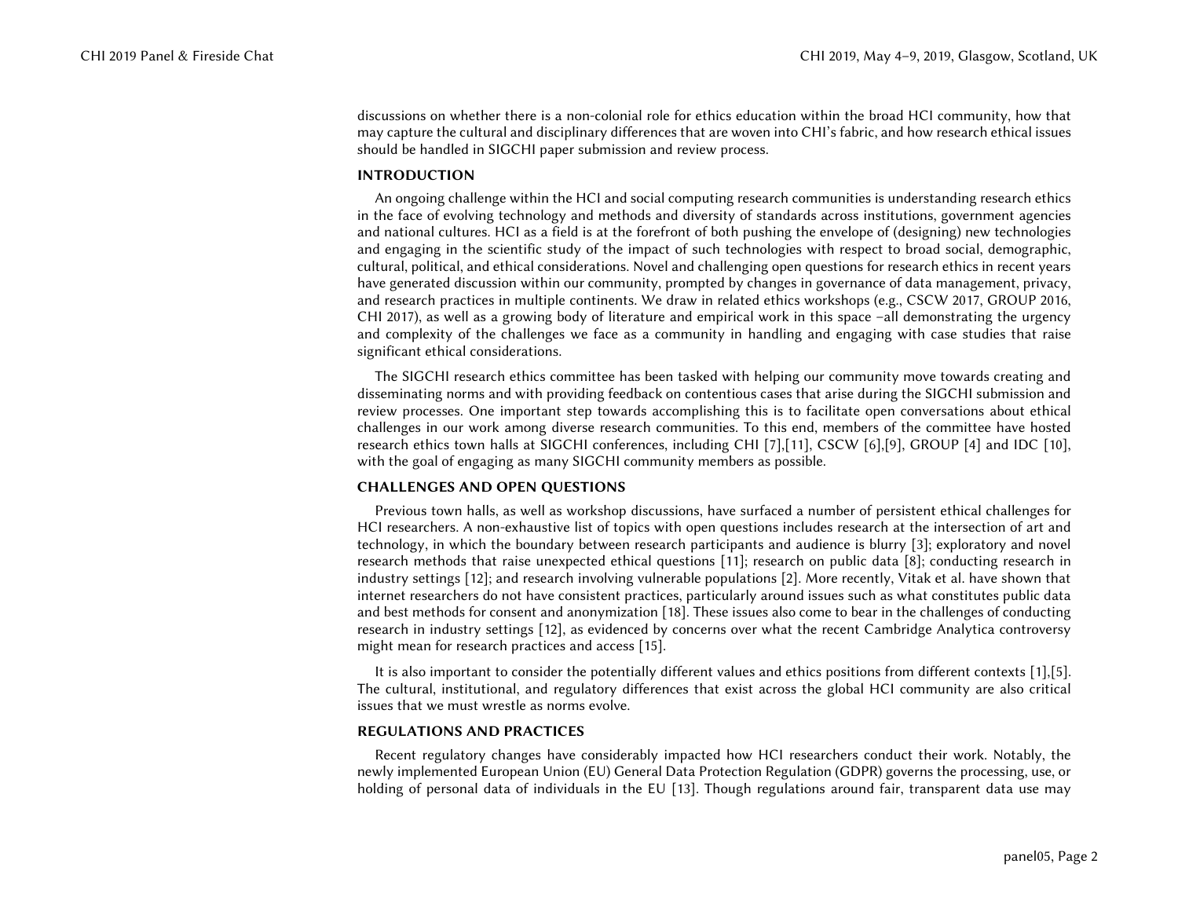discussions on whether there is a non-colonial role for ethics education within the broad HCI community, how that may capture the cultural and disciplinary differences that are woven into CHI's fabric, and how research ethical issues should be handled in SIGCHI paper submission and review process.

## INTRODUCTION

An ongoing challenge within the HCI and social computing research communities is understanding research ethics in the face of evolving technology and methods and diversity of standards across institutions, government agencies and national cultures. HCI as a field is at the forefront of both pushing the envelope of (designing) new technologies and engaging in the scientific study of the impact of such technologies with respect to broad social, demographic, cultural, political, and ethical considerations. Novel and challenging open questions for research ethics in recent years have generated discussion within our community, prompted by changes in governance of data management, privacy, and research practices in multiple continents. We draw in related ethics workshops (e.g., CSCW 2017, GROUP 2016, CHI 2017), as well as a growing body of literature and empirical work in this space –all demonstrating the urgency and complexity of the challenges we face as a community in handling and engaging with case studies that raise significant ethical considerations.

The SIGCHI research ethics committee has been tasked with helping our community move towards creating and disseminating norms and with providing feedback on contentious cases that arise during the SIGCHI submission and review processes. One important step towards accomplishing this is to facilitate open conversations about ethical challenges in our work among diverse research communities. To this end, members of the committee have hosted research ethics town halls at SIGCHI conferences, including CHI [7],[11], CSCW [6],[9], GROUP [4] and IDC [10], with the goal of engaging as many SIGCHI community members as possible.

## CHALLENGES AND OPEN QUESTIONS

Previous town halls, as well as workshop discussions, have surfaced a number of persistent ethical challenges for HCI researchers. A non-exhaustive list of topics with open questions includes research at the intersection of art and technology, in which the boundary between research participants and audience is blurry [3]; exploratory and novel research methods that raise unexpected ethical questions [11]; research on public data [8]; conducting research in industry settings [12]; and research involving vulnerable populations [2]. More recently, Vitak et al. have shown that internet researchers do not have consistent practices, particularly around issues such as what constitutes public data and best methods for consent and anonymization [18]. These issues also come to bear in the challenges of conducting research in industry settings [12], as evidenced by concerns over what the recent Cambridge Analytica controversy might mean for research practices and access [15].

It is also important to consider the potentially different values and ethics positions from different contexts [1],[5]. The cultural, institutional, and regulatory differences that exist across the global HCI community are also critical issues that we must wrestle as norms evolve.

## REGULATIONS AND PRACTICES

Recent regulatory changes have considerably impacted how HCI researchers conduct their work. Notably, the newly implemented European Union (EU) General Data Protection Regulation (GDPR) governs the processing, use, or holding of personal data of individuals in the EU [13]. Though regulations around fair, transparent data use may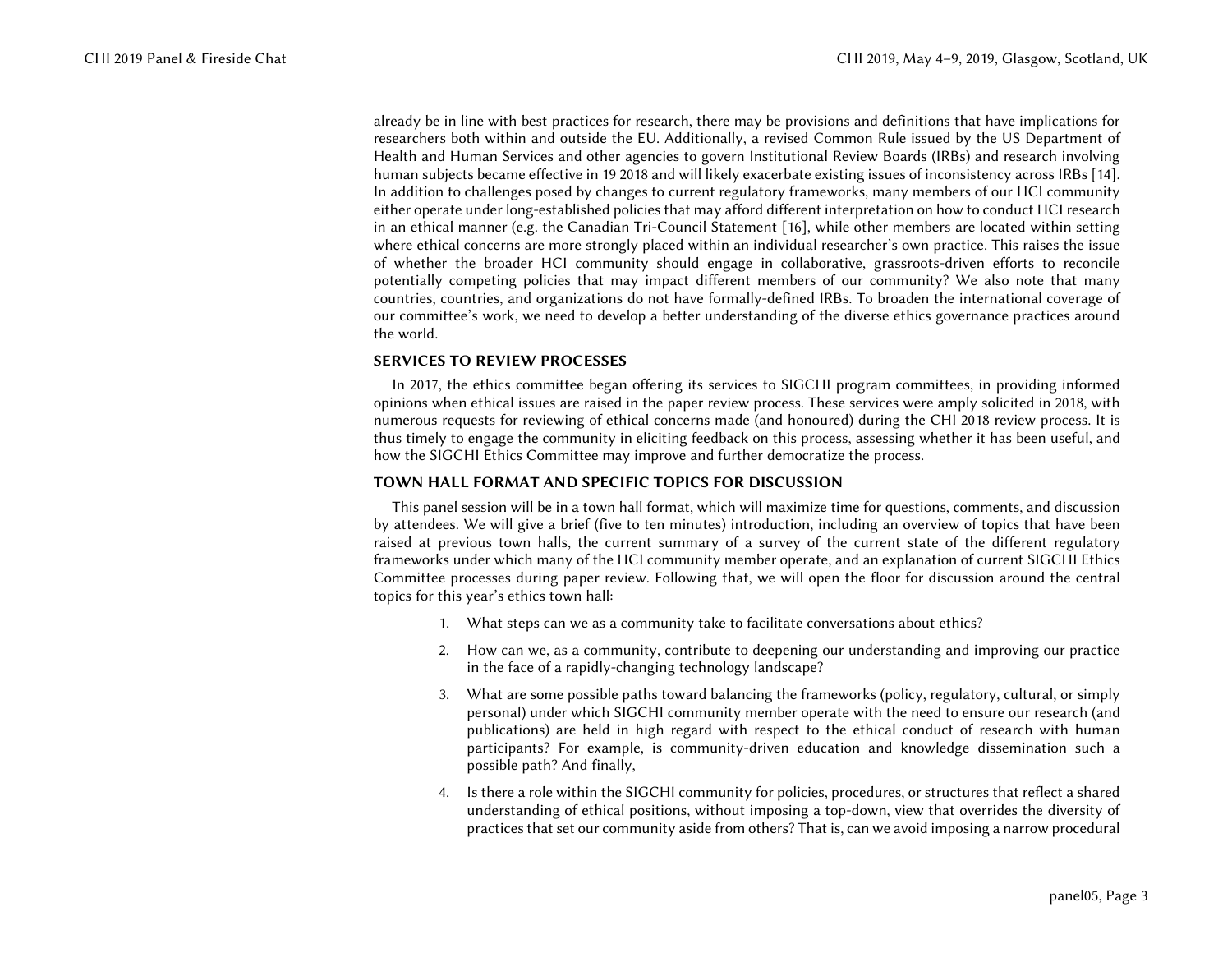already be in line with best practices for research, there may be provisions and definitions that have implications for researchers both within and outside the EU. Additionally, a revised Common Rule issued by the US Department of Health and Human Services and other agencies to govern Institutional Review Boards (IRBs) and research involving human subjects became effective in 19 2018 and will likely exacerbate existing issues of inconsistency across IRBs [14]. In addition to challenges posed by changes to current regulatory frameworks, many members of our HCI community either operate under long-established policies that may afford different interpretation on how to conduct HCI research in an ethical manner (e.g. the Canadian Tri-Council Statement [16], while other members are located within setting where ethical concerns are more strongly placed within an individual researcher's own practice. This raises the issue of whether the broader HCI community should engage in collaborative, grassroots-driven efforts to reconcile potentially competing policies that may impact different members of our community? We also note that many countries, countries, and organizations do not have formally-defined IRBs. To broaden the international coverage of our committee's work, we need to develop a better understanding of the diverse ethics governance practices around the world.

## SERVICES TO REVIEW PROCESSES

In 2017, the ethics committee began offering its services to SIGCHI program committees, in providing informed opinions when ethical issues are raised in the paper review process. These services were amply solicited in 2018, with numerous requests for reviewing of ethical concerns made (and honoured) during the CHI 2018 review process. It is thus timely to engage the community in eliciting feedback on this process, assessing whether it has been useful, and how the SIGCHI Ethics Committee may improve and further democratize the process.

## TOWN HALL FORMAT AND SPECIFIC TOPICS FOR DISCUSSION

This panel session will be in a town hall format, which will maximize time for questions, comments, and discussion by attendees. We will give a brief (five to ten minutes) introduction, including an overview of topics that have been raised at previous town halls, the current summary of a survey of the current state of the different regulatory frameworks under which many of the HCI community member operate, and an explanation of current SIGCHI Ethics Committee processes during paper review. Following that, we will open the floor for discussion around the central topics for this year's ethics town hall:

1. What steps can we as a community take to facilitate conversations about ethics?
2. How can we, as a community, contribute to deepening our understanding and improving our practice in the face of a rapidly-changing technology landscape?
3. What are some possible paths toward balancing the frameworks (policy, regulatory, cultural, or simply personal) under which SIGCHI community member operate with the need to ensure our research (and publications) are held in high regard with respect to the ethical conduct of research with human participants? For example, is community-driven education and knowledge dissemination such a possible path? And finally,
4. Is there a role within the SIGCHI community for policies, procedures, or structures that reflect a shared understanding of ethical positions, without imposing a top-down, view that overrides the diversity of practices that set our community aside from others? That is, can we avoid imposing a narrow procedural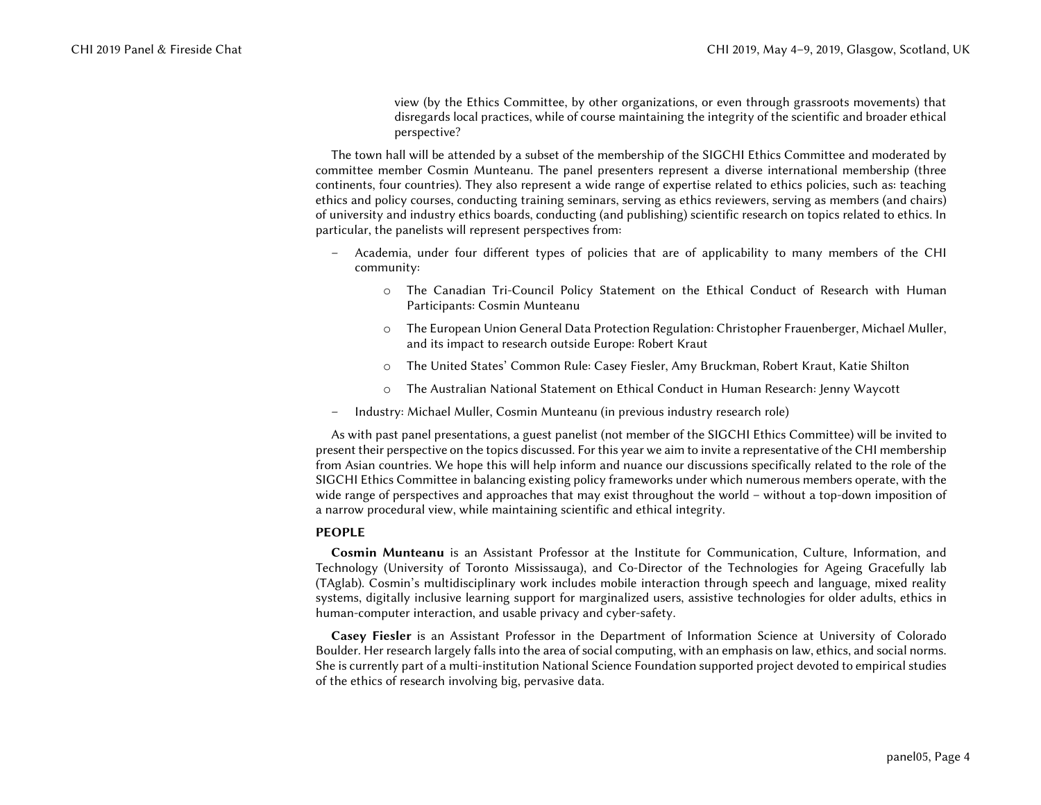view (by the Ethics Committee, by other organizations, or even through grassroots movements) that disregards local practices, while of course maintaining the integrity of the scientific and broader ethical perspective?

The town hall will be attended by a subset of the membership of the SIGCHI Ethics Committee and moderated by committee member Cosmin Munteanu. The panel presenters represent a diverse international membership (three continents, four countries). They also represent a wide range of expertise related to ethics policies, such as: teaching ethics and policy courses, conducting training seminars, serving as ethics reviewers, serving as members (and chairs) of university and industry ethics boards, conducting (and publishing) scientific research on topics related to ethics. In particular, the panelists will represent perspectives from:

- Academia, under four different types of policies that are of applicability to many members of the CHI community:
  - The Canadian Tri-Council Policy Statement on the Ethical Conduct of Research with Human Participants: Cosmin Munteanu
  - The European Union General Data Protection Regulation: Christopher Frauenberger, Michael Muller, and its impact to research outside Europe: Robert Kraut
  - The United States' Common Rule: Casey Fiesler, Amy Bruckman, Robert Kraut, Katie Shilton
  - The Australian National Statement on Ethical Conduct in Human Research: Jenny Waycott
- Industry: Michael Muller, Cosmin Munteanu (in previous industry research role)

As with past panel presentations, a guest panelist (not member of the SIGCHI Ethics Committee) will be invited to present their perspective on the topics discussed. For this year we aim to invite a representative of the CHI membership from Asian countries. We hope this will help inform and nuance our discussions specifically related to the role of the SIGCHI Ethics Committee in balancing existing policy frameworks under which numerous members operate, with the wide range of perspectives and approaches that may exist throughout the world – without a top-down imposition of a narrow procedural view, while maintaining scientific and ethical integrity.

## PEOPLE

**Cosmin Munteanu** is an Assistant Professor at the Institute for Communication, Culture, Information, and Technology (University of Toronto Mississauga), and Co-Director of the Technologies for Ageing Gracefully lab (TAglab). Cosmin's multidisciplinary work includes mobile interaction through speech and language, mixed reality systems, digitally inclusive learning support for marginalized users, assistive technologies for older adults, ethics in human-computer interaction, and usable privacy and cyber-safety.

**Casey Fiesler** is an Assistant Professor in the Department of Information Science at University of Colorado Boulder. Her research largely falls into the area of social computing, with an emphasis on law, ethics, and social norms. She is currently part of a multi-institution National Science Foundation supported project devoted to empirical studies of the ethics of research involving big, pervasive data.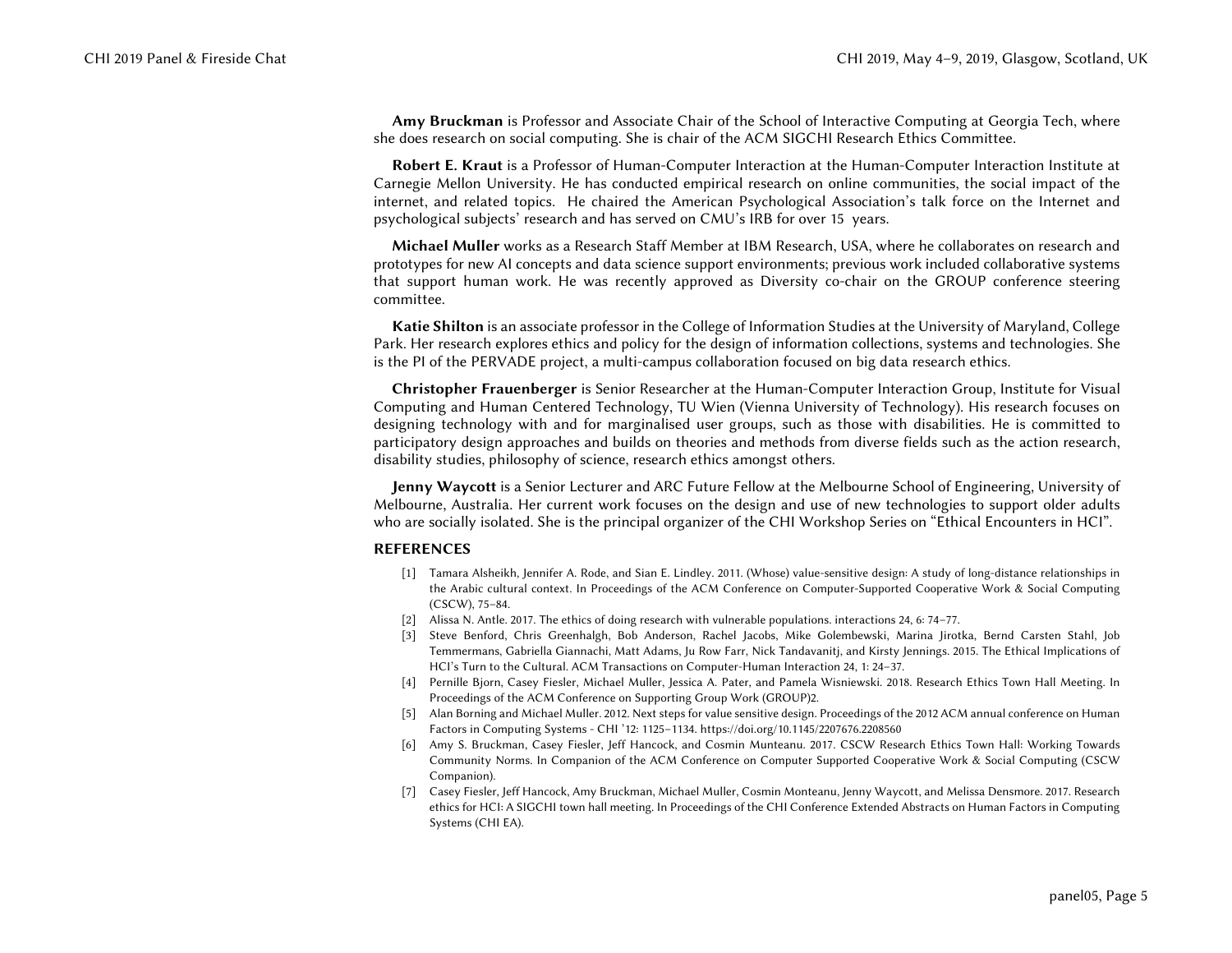**Amy Bruckman** is Professor and Associate Chair of the School of Interactive Computing at Georgia Tech, where she does research on social computing. She is chair of the ACM SIGCHI Research Ethics Committee.

**Robert E. Kraut** is a Professor of Human-Computer Interaction at the Human-Computer Interaction Institute at Carnegie Mellon University. He has conducted empirical research on online communities, the social impact of the internet, and related topics. He chaired the American Psychological Association's talk force on the Internet and psychological subjects' research and has served on CMU's IRB for over 15 years.

**Michael Muller** works as a Research Staff Member at IBM Research, USA, where he collaborates on research and prototypes for new AI concepts and data science support environments; previous work included collaborative systems that support human work. He was recently approved as Diversity co-chair on the GROUP conference steering committee.

**Katie Shilton** is an associate professor in the College of Information Studies at the University of Maryland, College Park. Her research explores ethics and policy for the design of information collections, systems and technologies. She is the PI of the PERVADE project, a multi-campus collaboration focused on big data research ethics.

**Christopher Frauenberger** is Senior Researcher at the Human-Computer Interaction Group, Institute for Visual Computing and Human Centered Technology, TU Wien (Vienna University of Technology). His research focuses on designing technology with and for marginalised user groups, such as those with disabilities. He is committed to participatory design approaches and builds on theories and methods from diverse fields such as the action research, disability studies, philosophy of science, research ethics amongst others.

**Jenny Waycott** is a Senior Lecturer and ARC Future Fellow at the Melbourne School of Engineering, University of Melbourne, Australia. Her current work focuses on the design and use of new technologies to support older adults who are socially isolated. She is the principal organizer of the CHI Workshop Series on "Ethical Encounters in HCI".

## REFERENCES

[1] Tamara Alsheikh, Jennifer A. Rode, and Sian E. Lindley. 2011. (Whose) value-sensitive design: A study of long-distance relationships in the Arabic cultural context. In Proceedings of the ACM Conference on Computer-Supported Cooperative Work & Social Computing (CSCW), 75–84.

[2] Alissa N. Antle. 2017. The ethics of doing research with vulnerable populations. interactions 24, 6: 74–77.

[3] Steve Benford, Chris Greenhalgh, Bob Anderson, Rachel Jacobs, Mike Golembewski, Marina Jirotka, Bernd Carsten Stahl, Job Temmermans, Gabriella Giannachi, Matt Adams, Ju Row Farr, Nick Tandavanitj, and Kirsty Jennings. 2015. The Ethical Implications of HCI's Turn to the Cultural. ACM Transactions on Computer-Human Interaction 24, 1: 24–37.

[4] Pernille Bjorn, Casey Fiesler, Michael Muller, Jessica A. Pater, and Pamela Wisniewski. 2018. Research Ethics Town Hall Meeting. In Proceedings of the ACM Conference on Supporting Group Work (GROUP)2.

[5] Alan Borning and Michael Muller. 2012. Next steps for value sensitive design. Proceedings of the 2012 ACM annual conference on Human Factors in Computing Systems - CHI '12: 1125–1134. https://doi.org/10.1145/2207676.2208560

[6] Amy S. Bruckman, Casey Fiesler, Jeff Hancock, and Cosmin Munteanu. 2017. CSCW Research Ethics Town Hall: Working Towards Community Norms. In Companion of the ACM Conference on Computer Supported Cooperative Work & Social Computing (CSCW Companion).

[7] Casey Fiesler, Jeff Hancock, Amy Bruckman, Michael Muller, Cosmin Monteanu, Jenny Waycott, and Melissa Densmore. 2017. Research ethics for HCI: A SIGCHI town hall meeting. In Proceedings of the CHI Conference Extended Abstracts on Human Factors in Computing Systems (CHI EA).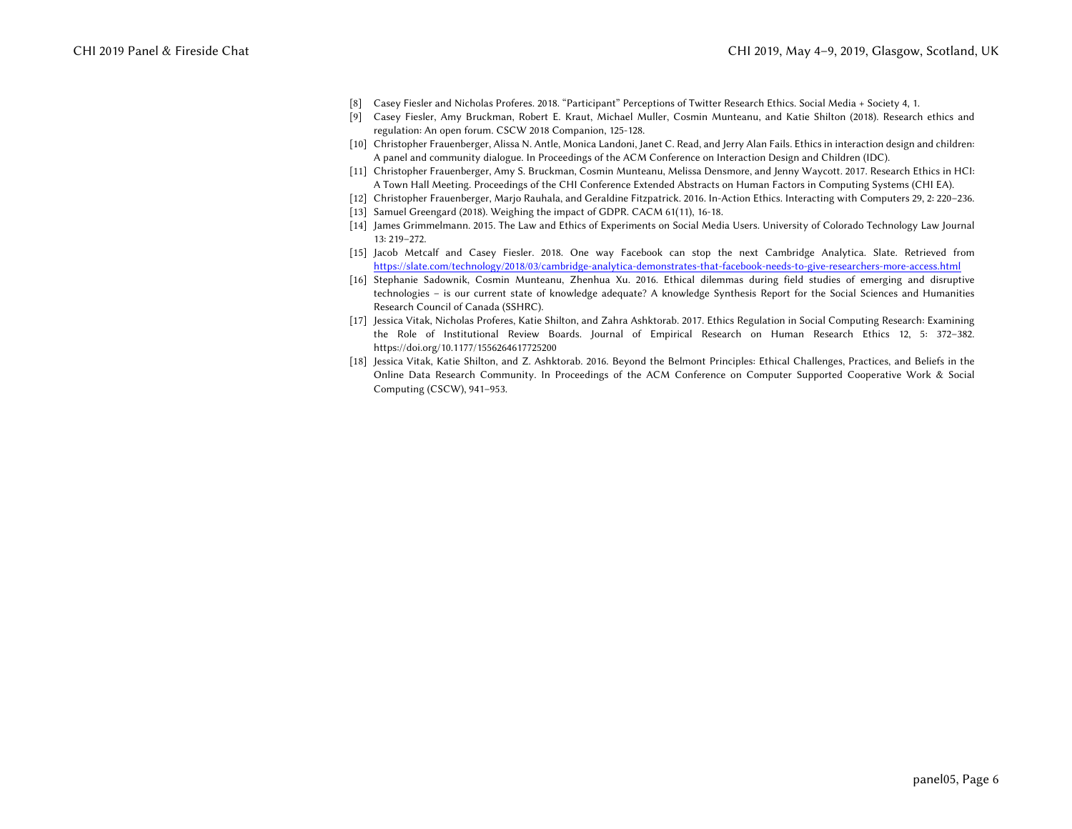[8] Casey Fiesler and Nicholas Proferes. 2018. "Participant" Perceptions of Twitter Research Ethics. Social Media + Society 4, 1.

[9] Casey Fiesler, Amy Bruckman, Robert E. Kraut, Michael Muller, Cosmin Munteanu, and Katie Shilton (2018). Research ethics and regulation: An open forum. CSCW 2018 Companion, 125-128.

[10] Christopher Frauenberger, Alissa N. Antle, Monica Landoni, Janet C. Read, and Jerry Alan Fails. Ethics in interaction design and children: A panel and community dialogue. In Proceedings of the ACM Conference on Interaction Design and Children (IDC).

[11] Christopher Frauenberger, Amy S. Bruckman, Cosmin Munteanu, Melissa Densmore, and Jenny Waycott. 2017. Research Ethics in HCI: A Town Hall Meeting. Proceedings of the CHI Conference Extended Abstracts on Human Factors in Computing Systems (CHI EA).

[12] Christopher Frauenberger, Marjo Rauhala, and Geraldine Fitzpatrick. 2016. In-Action Ethics. Interacting with Computers 29, 2: 220–236.

[13] Samuel Greengard (2018). Weighing the impact of GDPR. CACM 61(11), 16-18.

[14] James Grimmelmann. 2015. The Law and Ethics of Experiments on Social Media Users. University of Colorado Technology Law Journal 13: 219–272.

[15] Jacob Metcalf and Casey Fiesler. 2018. One way Facebook can stop the next Cambridge Analytica. Slate. Retrieved from https://slate.com/technology/2018/03/cambridge-analytica-demonstrates-that-facebook-needs-to-give-researchers-more-access.html

[16] Stephanie Sadownik, Cosmin Munteanu, Zhenhua Xu. 2016. Ethical dilemmas during field studies of emerging and disruptive technologies – is our current state of knowledge adequate? A knowledge Synthesis Report for the Social Sciences and Humanities Research Council of Canada (SSHRC).

[17] Jessica Vitak, Nicholas Proferes, Katie Shilton, and Zahra Ashktorab. 2017. Ethics Regulation in Social Computing Research: Examining the Role of Institutional Review Boards. Journal of Empirical Research on Human Research Ethics 12, 5: 372–382. https://doi.org/10.1177/1556264617725200

[18] Jessica Vitak, Katie Shilton, and Z. Ashktorab. 2016. Beyond the Belmont Principles: Ethical Challenges, Practices, and Beliefs in the Online Data Research Community. In Proceedings of the ACM Conference on Computer Supported Cooperative Work & Social Computing (CSCW), 941–953.